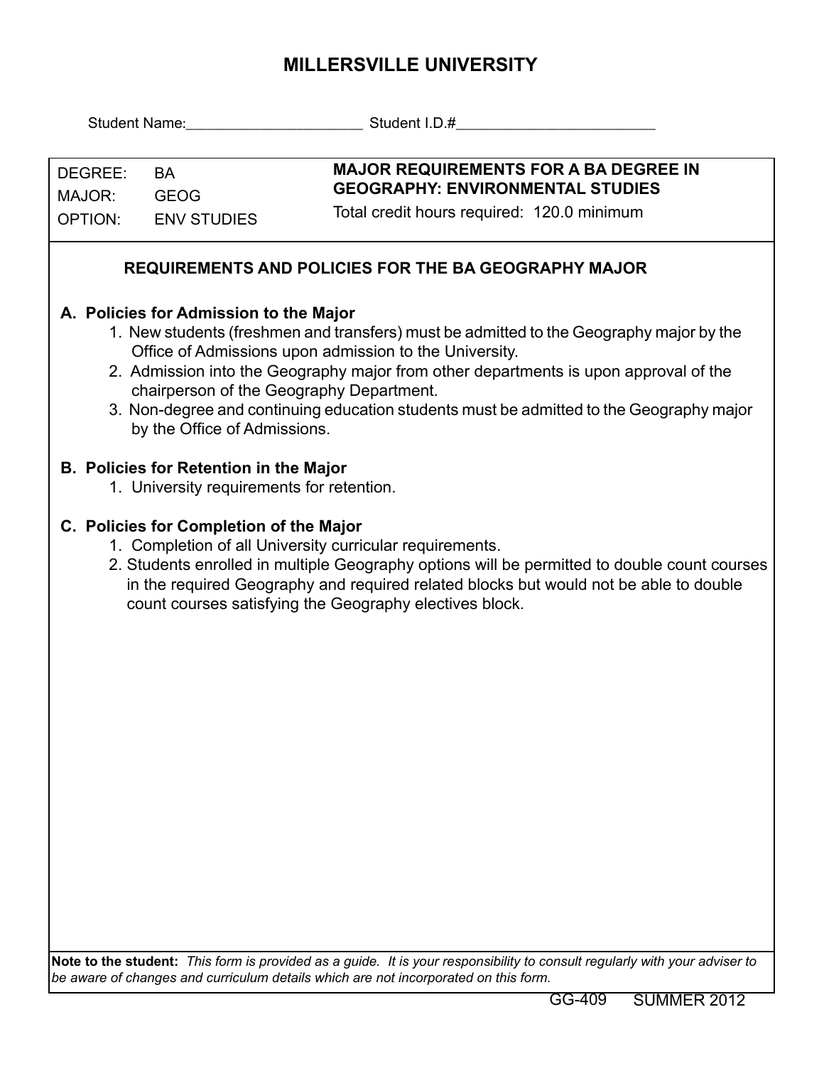# MILLERSVILLE UNIVERSITY

Student Name:______________________ Student I.D.#_________________________

| | | |
|---|---|---|
| DEGREE: | BA | **MAJOR REQUIREMENTS FOR A BA DEGREE IN GEOGRAPHY: ENVIRONMENTAL STUDIES** |
| MAJOR: | GEOG | Total credit hours required: 120.0 minimum |
| OPTION: | ENV STUDIES | |

## REQUIREMENTS AND POLICIES FOR THE BA GEOGRAPHY MAJOR

### A. Policies for Admission to the Major

1. New students (freshmen and transfers) must be admitted to the Geography major by the Office of Admissions upon admission to the University.
2. Admission into the Geography major from other departments is upon approval of the chairperson of the Geography Department.
3. Non-degree and continuing education students must be admitted to the Geography major by the Office of Admissions.

### B. Policies for Retention in the Major

1. University requirements for retention.

### C. Policies for Completion of the Major

1. Completion of all University curricular requirements.
2. Students enrolled in multiple Geography options will be permitted to double count courses in the required Geography and required related blocks but would not be able to double count courses satisfying the Geography electives block.

**Note to the student:** *This form is provided as a guide. It is your responsibility to consult regularly with your adviser to be aware of changes and curriculum details which are not incorporated on this form.*

GG-409 SUMMER 2012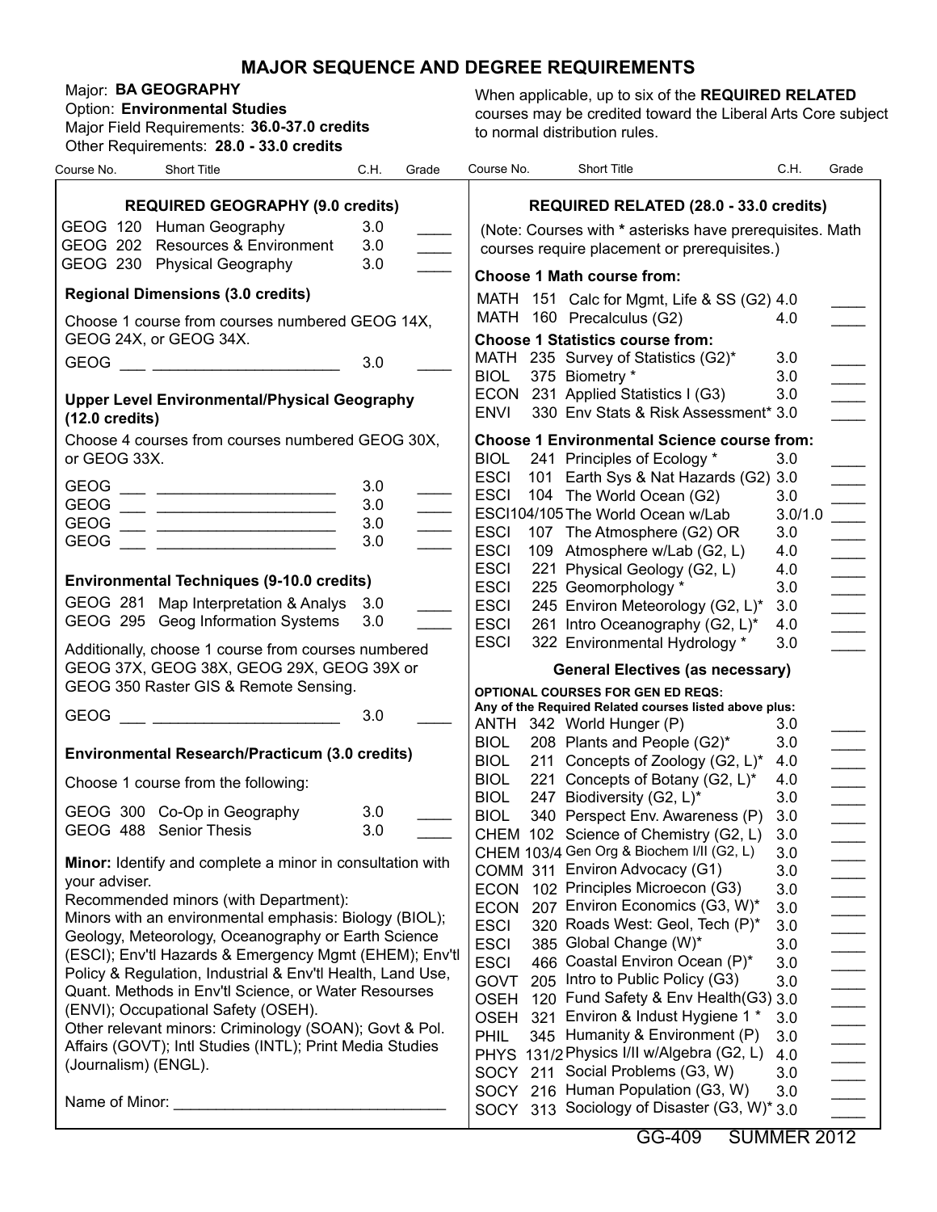# MAJOR SEQUENCE AND DEGREE REQUIREMENTS

Major: **BA GEOGRAPHY**
Option: **Environmental Studies**
Major Field Requirements: **36.0-37.0 credits**
Other Requirements: **28.0 - 33.0 credits**

When applicable, up to six of the **REQUIRED RELATED** courses may be credited toward the Liberal Arts Core subject to normal distribution rules.

### REQUIRED GEOGRAPHY (9.0 credits)

| Course No. | Short Title | C.H. | Grade |
|---|---|---|---|
| GEOG 120 | Human Geography | 3.0 | ____ |
| GEOG 202 | Resources & Environment | 3.0 | ____ |
| GEOG 230 | Physical Geography | 3.0 | ____ |

**Regional Dimensions (3.0 credits)**

Choose 1 course from courses numbered GEOG 14X, GEOG 24X, or GEOG 34X.

| Course No. | Short Title | C.H. | Grade |
|---|---|---|---|
| GEOG ___ | ______________________ | 3.0 | ____ |

**Upper Level Environmental/Physical Geography (12.0 credits)**

Choose 4 courses from courses numbered GEOG 30X, or GEOG 33X.

| Course No. | Short Title | C.H. | Grade |
|---|---|---|---|
| GEOG ___ | ______________________ | 3.0 | ____ |
| GEOG ___ | ______________________ | 3.0 | ____ |
| GEOG ___ | ______________________ | 3.0 | ____ |
| GEOG ___ | ______________________ | 3.0 | ____ |

**Environmental Techniques (9-10.0 credits)**

| Course No. | Short Title | C.H. | Grade |
|---|---|---|---|
| GEOG 281 | Map Interpretation & Analys | 3.0 | ____ |
| GEOG 295 | Geog Information Systems | 3.0 | ____ |

Additionally, choose 1 course from courses numbered GEOG 37X, GEOG 38X, GEOG 29X, GEOG 39X or GEOG 350 Raster GIS & Remote Sensing.

| Course No. | Short Title | C.H. | Grade |
|---|---|---|---|
| GEOG ___ | ______________________ | 3.0 | ____ |

**Environmental Research/Practicum (3.0 credits)**

Choose 1 course from the following:

| Course No. | Short Title | C.H. | Grade |
|---|---|---|---|
| GEOG 300 | Co-Op in Geography | 3.0 | ____ |
| GEOG 488 | Senior Thesis | 3.0 | ____ |

**Minor:** Identify and complete a minor in consultation with your adviser.
Recommended minors (with Department):
Minors with an environmental emphasis: Biology (BIOL); Geology, Meteorology, Oceanography or Earth Science (ESCI); Env'tl Hazards & Emergency Mgmt (EHEM); Env'tl Policy & Regulation, Industrial & Env'tl Health, Land Use, Quant. Methods in Env'tl Science, or Water Resourses (ENVI); Occupational Safety (OSEH).
Other relevant minors: Criminology (SOAN); Govt & Pol. Affairs (GOVT); Intl Studies (INTL); Print Media Studies (Journalism) (ENGL).

Name of Minor: ________________________________

### REQUIRED RELATED (28.0 - 33.0 credits)

(Note: Courses with * asterisks have prerequisites. Math courses require placement or prerequisites.)

**Choose 1 Math course from:**

| Course No. | Short Title | C.H. | Grade |
|---|---|---|---|
| MATH 151 | Calc for Mgmt, Life & SS (G2) | 4.0 | ____ |
| MATH 160 | Precalculus (G2) | 4.0 | ____ |

**Choose 1 Statistics course from:**

| Course No. | Short Title | C.H. | Grade |
|---|---|---|---|
| MATH 235 | Survey of Statistics (G2)* | 3.0 | ____ |
| BIOL 375 | Biometry * | 3.0 | ____ |
| ECON 231 | Applied Statistics I (G3) | 3.0 | ____ |
| ENVI 330 | Env Stats & Risk Assessment* | 3.0 | ____ |

**Choose 1 Environmental Science course from:**

| Course No. | Short Title | C.H. | Grade |
|---|---|---|---|
| BIOL 241 | Principles of Ecology * | 3.0 | ____ |
| ESCI 101 | Earth Sys & Nat Hazards (G2) | 3.0 | ____ |
| ESCI 104 | The World Ocean (G2) | 3.0 | ____ |
| ESCI104/105 | The World Ocean w/Lab | 3.0/1.0 | ____ |
| ESCI 107 | The Atmosphere (G2) OR | 3.0 | ____ |
| ESCI 109 | Atmosphere w/Lab (G2, L) | 4.0 | ____ |
| ESCI 221 | Physical Geology (G2, L) | 4.0 | ____ |
| ESCI 225 | Geomorphology * | 3.0 | ____ |
| ESCI 245 | Environ Meteorology (G2, L)* | 3.0 | ____ |
| ESCI 261 | Intro Oceanography (G2, L)* | 4.0 | ____ |
| ESCI 322 | Environmental Hydrology * | 3.0 | ____ |

**General Electives (as necessary)**

**OPTIONAL COURSES FOR GEN ED REQS:**
**Any of the Required Related courses listed above plus:**

| Course No. | Short Title | C.H. | Grade |
|---|---|---|---|
| ANTH 342 | World Hunger (P) | 3.0 | ____ |
| BIOL 208 | Plants and People (G2)* | 3.0 | ____ |
| BIOL 211 | Concepts of Zoology (G2, L)* | 4.0 | ____ |
| BIOL 221 | Concepts of Botany (G2, L)* | 4.0 | ____ |
| BIOL 247 | Biodiversity (G2, L)* | 3.0 | ____ |
| BIOL 340 | Perspect Env. Awareness (P) | 3.0 | ____ |
| CHEM 102 | Science of Chemistry (G2, L) | 3.0 | ____ |
| CHEM 103/4 | Gen Org & Biochem I/II (G2, L) | 3.0 | ____ |
| COMM 311 | Environ Advocacy (G1) | 3.0 | ____ |
| ECON 102 | Principles Microecon (G3) | 3.0 | ____ |
| ECON 207 | Environ Economics (G3, W)* | 3.0 | ____ |
| ESCI 320 | Roads West: Geol, Tech (P)* | 3.0 | ____ |
| ESCI 385 | Global Change (W)* | 3.0 | ____ |
| ESCI 466 | Coastal Environ Ocean (P)* | 3.0 | ____ |
| GOVT 205 | Intro to Public Policy (G3) | 3.0 | ____ |
| OSEH 120 | Fund Safety & Env Health(G3) | 3.0 | ____ |
| OSEH 321 | Environ & Indust Hygiene 1 * | 3.0 | ____ |
| PHIL 345 | Humanity & Environment (P) | 3.0 | ____ |
| PHYS 131/2 | Physics I/II w/Algebra (G2, L) | 4.0 | ____ |
| SOCY 211 | Social Problems (G3, W) | 3.0 | ____ |
| SOCY 216 | Human Population (G3, W) | 3.0 | ____ |
| SOCY 313 | Sociology of Disaster (G3, W)* | 3.0 | ____ |

GG-409 SUMMER 2012